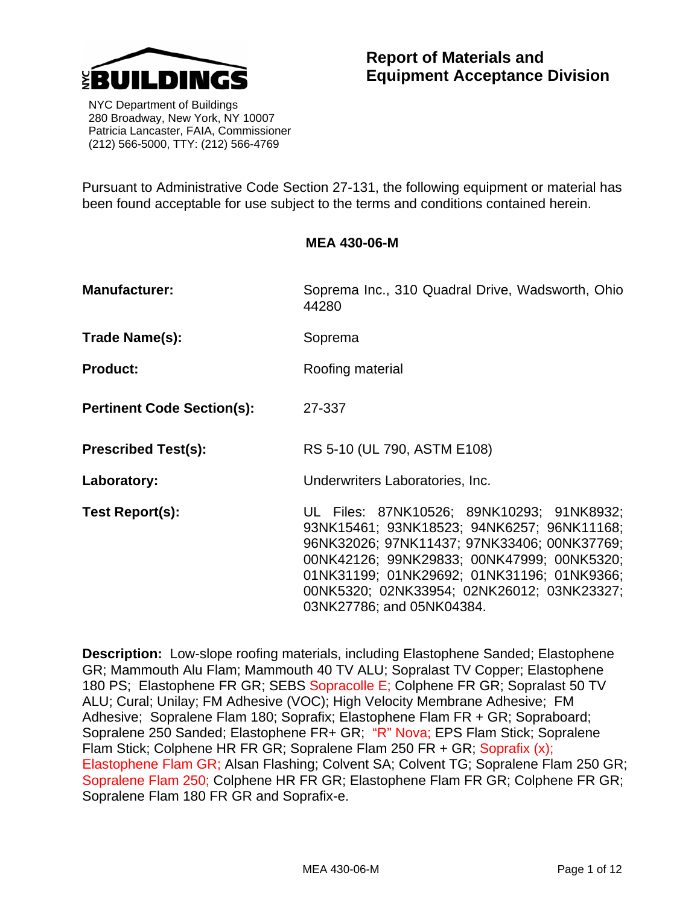NYC BUILDINGS

NYC Department of Buildings
280 Broadway, New York, NY 10007
Patricia Lancaster, FAIA, Commissioner
(212) 566-5000, TTY: (212) 566-4769

# Report of Materials and Equipment Acceptance Division

Pursuant to Administrative Code Section 27-131, the following equipment or material has been found acceptable for use subject to the terms and conditions contained herein.

## MEA 430-06-M

**Manufacturer:** Soprema Inc., 310 Quadral Drive, Wadsworth, Ohio 44280

**Trade Name(s):** Soprema

**Product:** Roofing material

**Pertinent Code Section(s):** 27-337

**Prescribed Test(s):** RS 5-10 (UL 790, ASTM E108)

**Laboratory:** Underwriters Laboratories, Inc.

**Test Report(s):** UL Files: 87NK10526; 89NK10293; 91NK8932; 93NK15461; 93NK18523; 94NK6257; 96NK11168; 96NK32026; 97NK11437; 97NK33406; 00NK37769; 00NK42126; 99NK29833; 00NK47999; 00NK5320; 01NK31199; 01NK29692; 01NK31196; 01NK9366; 00NK5320; 02NK33954; 02NK26012; 03NK23327; 03NK27786; and 05NK04384.

**Description:** Low-slope roofing materials, including Elastophene Sanded; Elastophene GR; Mammouth Alu Flam; Mammouth 40 TV ALU; Sopralast TV Copper; Elastophene 180 PS; Elastophene FR GR; SEBS Sopracolle E; Colphene FR GR; Sopralast 50 TV ALU; Cural; Unilay; FM Adhesive (VOC); High Velocity Membrane Adhesive; FM Adhesive; Sopralene Flam 180; Soprafix; Elastophene Flam FR + GR; Sopraboard; Sopralene 250 Sanded; Elastophene FR+ GR; "R" Nova; EPS Flam Stick; Sopralene Flam Stick; Colphene HR FR GR; Sopralene Flam 250 FR + GR; Soprafix (x); Elastophene Flam GR; Alsan Flashing; Colvent SA; Colvent TG; Sopralene Flam 250 GR; Sopralene Flam 250; Colphene HR FR GR; Elastophene Flam FR GR; Colphene FR GR; Sopralene Flam 180 FR GR and Soprafix-e.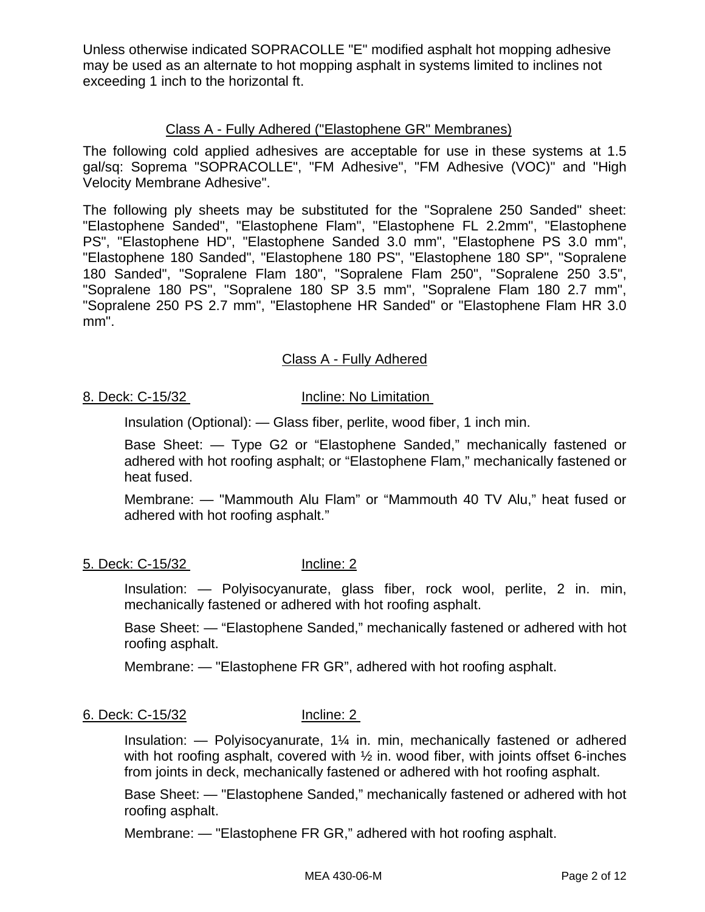Unless otherwise indicated SOPRACOLLE "E" modified asphalt hot mopping adhesive may be used as an alternate to hot mopping asphalt in systems limited to inclines not exceeding 1 inch to the horizontal ft.

## Class A - Fully Adhered ("Elastophene GR" Membranes)

The following cold applied adhesives are acceptable for use in these systems at 1.5 gal/sq: Soprema "SOPRACOLLE", "FM Adhesive", "FM Adhesive (VOC)" and "High Velocity Membrane Adhesive".

The following ply sheets may be substituted for the "Sopralene 250 Sanded" sheet: "Elastophene Sanded", "Elastophene Flam", "Elastophene FL 2.2mm", "Elastophene PS", "Elastophene HD", "Elastophene Sanded 3.0 mm", "Elastophene PS 3.0 mm", "Elastophene 180 Sanded", "Elastophene 180 PS", "Elastophene 180 SP", "Sopralene 180 Sanded", "Sopralene Flam 180", "Sopralene Flam 250", "Sopralene 250 3.5", "Sopralene 180 PS", "Sopralene 180 SP 3.5 mm", "Sopralene Flam 180 2.7 mm", "Sopralene 250 PS 2.7 mm", "Elastophene HR Sanded" or "Elastophene Flam HR 3.0 mm".

## Class A - Fully Adhered

**8. Deck: C-15/32 Incline: No Limitation**

Insulation (Optional): — Glass fiber, perlite, wood fiber, 1 inch min.

Base Sheet: — Type G2 or “Elastophene Sanded,” mechanically fastened or adhered with hot roofing asphalt; or “Elastophene Flam,” mechanically fastened or heat fused.

Membrane: — "Mammouth Alu Flam” or “Mammouth 40 TV Alu,” heat fused or adhered with hot roofing asphalt.”

**5. Deck: C-15/32 Incline: 2**

Insulation: — Polyisocyanurate, glass fiber, rock wool, perlite, 2 in. min, mechanically fastened or adhered with hot roofing asphalt.

Base Sheet: — “Elastophene Sanded,” mechanically fastened or adhered with hot roofing asphalt.

Membrane: — "Elastophene FR GR”, adhered with hot roofing asphalt.

**6. Deck: C-15/32 Incline: 2**

Insulation: — Polyisocyanurate, 1¼ in. min, mechanically fastened or adhered with hot roofing asphalt, covered with ½ in. wood fiber, with joints offset 6-inches from joints in deck, mechanically fastened or adhered with hot roofing asphalt.

Base Sheet: — "Elastophene Sanded,” mechanically fastened or adhered with hot roofing asphalt.

Membrane: — "Elastophene FR GR,” adhered with hot roofing asphalt.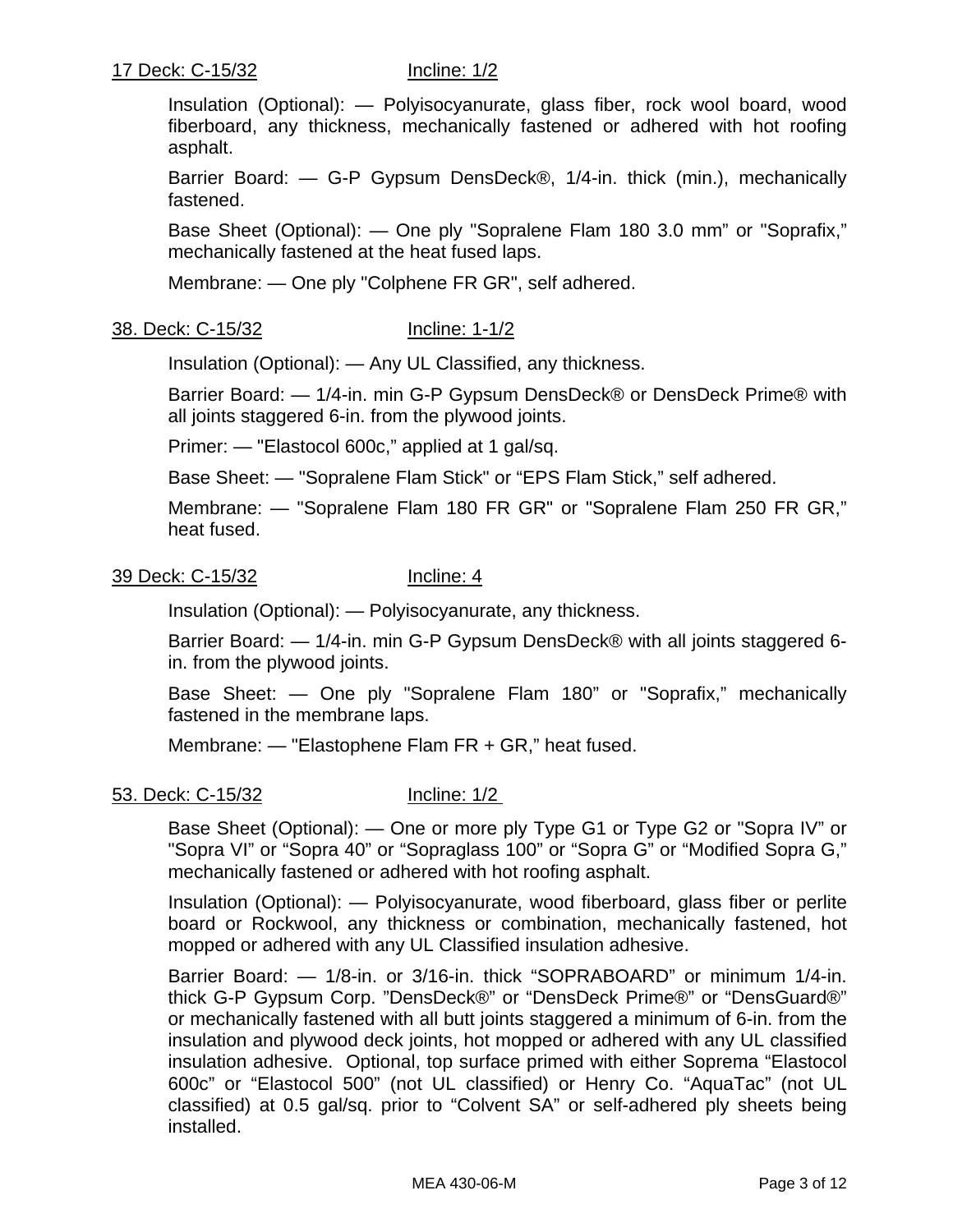17 Deck: C-15/32 Incline: 1/2

Insulation (Optional): — Polyisocyanurate, glass fiber, rock wool board, wood fiberboard, any thickness, mechanically fastened or adhered with hot roofing asphalt.

Barrier Board: — G-P Gypsum DensDeck®, 1/4-in. thick (min.), mechanically fastened.

Base Sheet (Optional): — One ply "Sopralene Flam 180 3.0 mm" or "Soprafix," mechanically fastened at the heat fused laps.

Membrane: — One ply "Colphene FR GR", self adhered.

38. Deck: C-15/32 Incline: 1-1/2

Insulation (Optional): — Any UL Classified, any thickness.

Barrier Board: — 1/4-in. min G-P Gypsum DensDeck® or DensDeck Prime® with all joints staggered 6-in. from the plywood joints.

Primer: — "Elastocol 600c," applied at 1 gal/sq.

Base Sheet: — "Sopralene Flam Stick" or "EPS Flam Stick," self adhered.

Membrane: — "Sopralene Flam 180 FR GR" or "Sopralene Flam 250 FR GR," heat fused.

39 Deck: C-15/32 Incline: 4

Insulation (Optional): — Polyisocyanurate, any thickness.

Barrier Board: — 1/4-in. min G-P Gypsum DensDeck® with all joints staggered 6-in. from the plywood joints.

Base Sheet: — One ply "Sopralene Flam 180" or "Soprafix," mechanically fastened in the membrane laps.

Membrane: — "Elastophene Flam FR + GR," heat fused.

53. Deck: C-15/32 Incline: 1/2

Base Sheet (Optional): — One or more ply Type G1 or Type G2 or "Sopra IV" or "Sopra VI" or "Sopra 40" or "Sopraglass 100" or "Sopra G" or "Modified Sopra G," mechanically fastened or adhered with hot roofing asphalt.

Insulation (Optional): — Polyisocyanurate, wood fiberboard, glass fiber or perlite board or Rockwool, any thickness or combination, mechanically fastened, hot mopped or adhered with any UL Classified insulation adhesive.

Barrier Board: — 1/8-in. or 3/16-in. thick "SOPRABOARD" or minimum 1/4-in. thick G-P Gypsum Corp. "DensDeck®" or "DensDeck Prime®" or "DensGuard®" or mechanically fastened with all butt joints staggered a minimum of 6-in. from the insulation and plywood deck joints, hot mopped or adhered with any UL classified insulation adhesive. Optional, top surface primed with either Soprema "Elastocol 600c" or "Elastocol 500" (not UL classified) or Henry Co. "AquaTac" (not UL classified) at 0.5 gal/sq. prior to "Colvent SA" or self-adhered ply sheets being installed.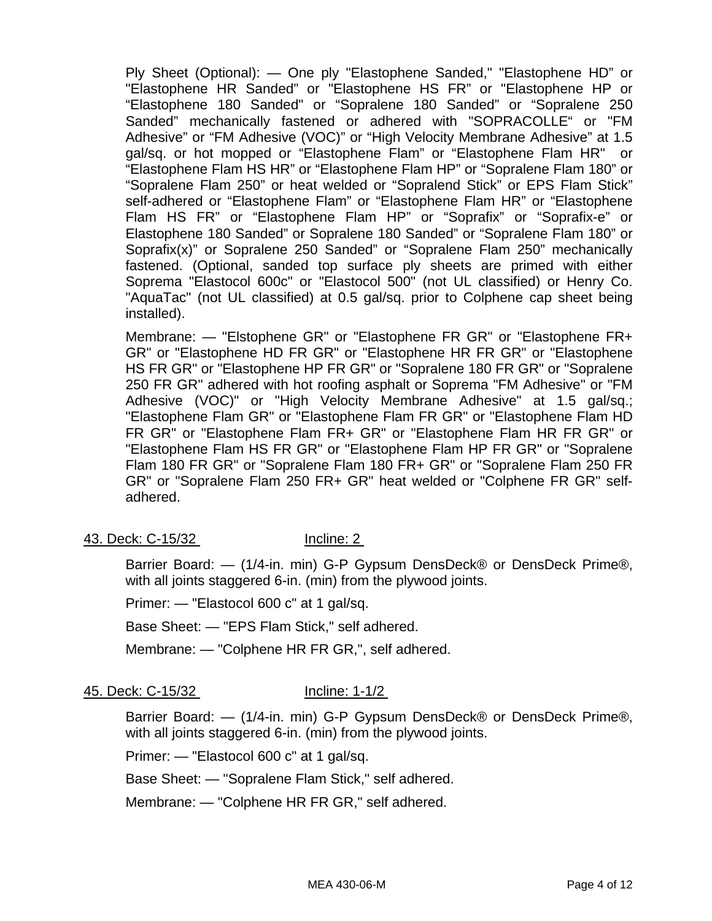Ply Sheet (Optional): — One ply "Elastophene Sanded," "Elastophene HD" or "Elastophene HR Sanded" or "Elastophene HS FR" or "Elastophene HP or "Elastophene 180 Sanded" or "Sopralene 180 Sanded" or "Sopralene 250 Sanded" mechanically fastened or adhered with "SOPRACOLLE" or "FM Adhesive" or "FM Adhesive (VOC)" or "High Velocity Membrane Adhesive" at 1.5 gal/sq. or hot mopped or "Elastophene Flam" or "Elastophene Flam HR" or "Elastophene Flam HS HR" or "Elastophene Flam HP" or "Sopralene Flam 180" or "Sopralene Flam 250" or heat welded or "Sopralend Stick" or EPS Flam Stick" self-adhered or "Elastophene Flam" or "Elastophene Flam HR" or "Elastophene Flam HS FR" or "Elastophene Flam HP" or "Soprafix" or "Soprafix-e" or Elastophene 180 Sanded" or Sopralene 180 Sanded" or "Sopralene Flam 180" or Soprafix(x)" or Sopralene 250 Sanded" or "Sopralene Flam 250" mechanically fastened. (Optional, sanded top surface ply sheets are primed with either Soprema "Elastocol 600c" or "Elastocol 500" (not UL classified) or Henry Co. "AquaTac" (not UL classified) at 0.5 gal/sq. prior to Colphene cap sheet being installed).

Membrane: — "Elstophene GR" or "Elastophene FR GR" or "Elastophene FR+ GR" or "Elastophene HD FR GR" or "Elastophene HR FR GR" or "Elastophene HS FR GR" or "Elastophene HP FR GR" or "Sopralene 180 FR GR" or "Sopralene 250 FR GR" adhered with hot roofing asphalt or Soprema "FM Adhesive" or "FM Adhesive (VOC)" or "High Velocity Membrane Adhesive" at 1.5 gal/sq.; "Elastophene Flam GR" or "Elastophene Flam FR GR" or "Elastophene Flam HD FR GR" or "Elastophene Flam FR+ GR" or "Elastophene Flam HR FR GR" or "Elastophene Flam HS FR GR" or "Elastophene Flam HP FR GR" or "Sopralene Flam 180 FR GR" or "Sopralene Flam 180 FR+ GR" or "Sopralene Flam 250 FR GR" or "Sopralene Flam 250 FR+ GR" heat welded or "Colphene FR GR" self-adhered.

43. Deck: C-15/32 Incline: 2

Barrier Board: — (1/4-in. min) G-P Gypsum DensDeck® or DensDeck Prime®, with all joints staggered 6-in. (min) from the plywood joints.

Primer: — "Elastocol 600 c" at 1 gal/sq.

Base Sheet: — "EPS Flam Stick," self adhered.

Membrane: — "Colphene HR FR GR,", self adhered.

45. Deck: C-15/32 Incline: 1-1/2

Barrier Board: — (1/4-in. min) G-P Gypsum DensDeck® or DensDeck Prime®, with all joints staggered 6-in. (min) from the plywood joints.

Primer: — "Elastocol 600 c" at 1 gal/sq.

Base Sheet: — "Sopralene Flam Stick," self adhered.

Membrane: — "Colphene HR FR GR," self adhered.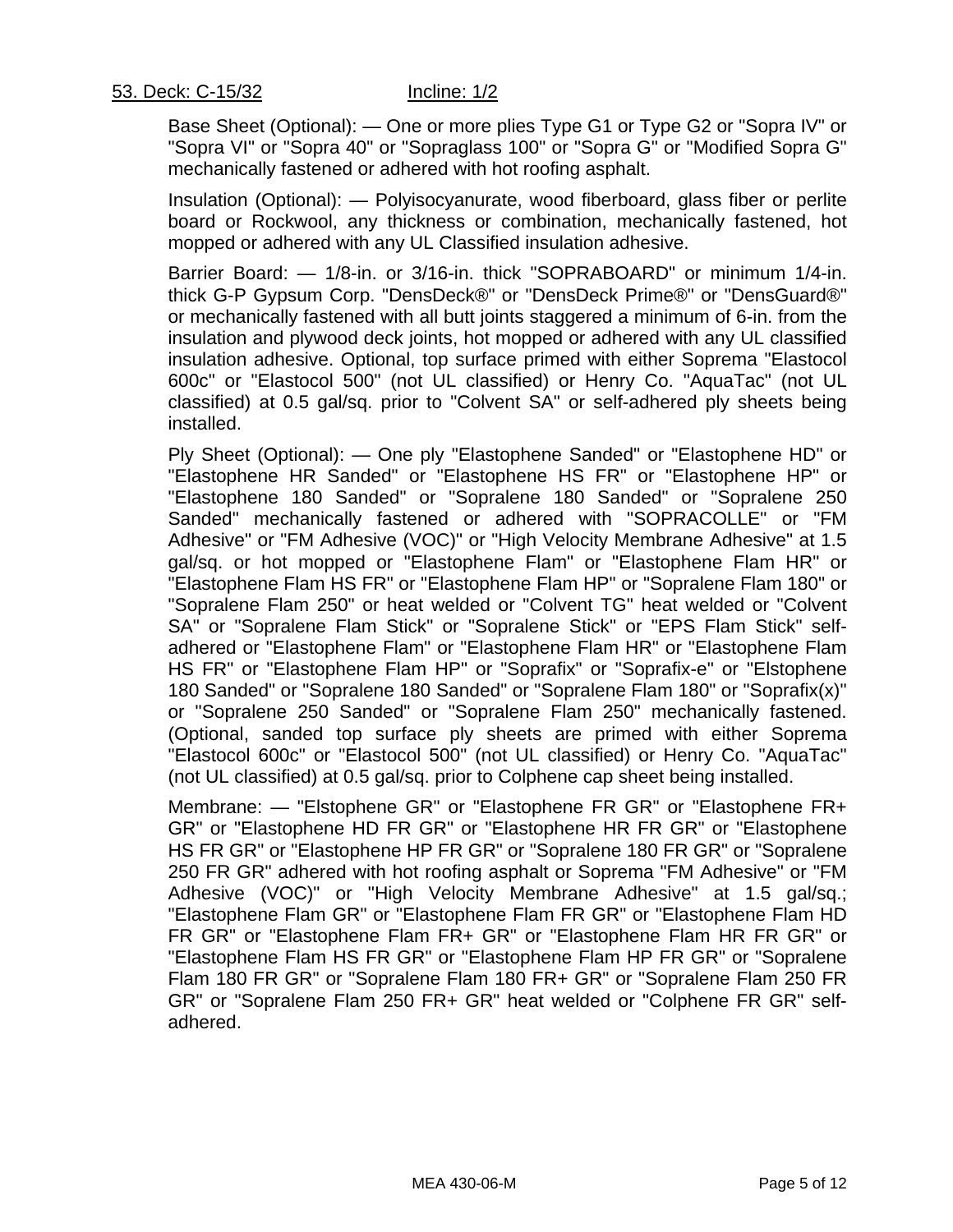<u>53. Deck: C-15/32</u> <u>Incline: 1/2</u>

Base Sheet (Optional): — One or more plies Type G1 or Type G2 or "Sopra IV" or "Sopra VI" or "Sopra 40" or "Sopraglass 100" or "Sopra G" or "Modified Sopra G" mechanically fastened or adhered with hot roofing asphalt.

Insulation (Optional): — Polyisocyanurate, wood fiberboard, glass fiber or perlite board or Rockwool, any thickness or combination, mechanically fastened, hot mopped or adhered with any UL Classified insulation adhesive.

Barrier Board: — 1/8-in. or 3/16-in. thick "SOPRABOARD" or minimum 1/4-in. thick G-P Gypsum Corp. "DensDeck®" or "DensDeck Prime®" or "DensGuard®" or mechanically fastened with all butt joints staggered a minimum of 6-in. from the insulation and plywood deck joints, hot mopped or adhered with any UL classified insulation adhesive. Optional, top surface primed with either Soprema "Elastocol 600c" or "Elastocol 500" (not UL classified) or Henry Co. "AquaTac" (not UL classified) at 0.5 gal/sq. prior to "Colvent SA" or self-adhered ply sheets being installed.

Ply Sheet (Optional): — One ply "Elastophene Sanded" or "Elastophene HD" or "Elastophene HR Sanded" or "Elastophene HS FR" or "Elastophene HP" or "Elastophene 180 Sanded" or "Sopralene 180 Sanded" or "Sopralene 250 Sanded" mechanically fastened or adhered with "SOPRACOLLE" or "FM Adhesive" or "FM Adhesive (VOC)" or "High Velocity Membrane Adhesive" at 1.5 gal/sq. or hot mopped or "Elastophene Flam" or "Elastophene Flam HR" or "Elastophene Flam HS FR" or "Elastophene Flam HP" or "Sopralene Flam 180" or "Sopralene Flam 250" or heat welded or "Colvent TG" heat welded or "Colvent SA" or "Sopralene Flam Stick" or "Sopralene Stick" or "EPS Flam Stick" self-adhered or "Elastophene Flam" or "Elastophene Flam HR" or "Elastophene Flam HS FR" or "Elastophene Flam HP" or "Soprafix" or "Soprafix-e" or "Elstophene 180 Sanded" or "Sopralene 180 Sanded" or "Sopralene Flam 180" or "Soprafix(x)" or "Sopralene 250 Sanded" or "Sopralene Flam 250" mechanically fastened. (Optional, sanded top surface ply sheets are primed with either Soprema "Elastocol 600c" or "Elastocol 500" (not UL classified) or Henry Co. "AquaTac" (not UL classified) at 0.5 gal/sq. prior to Colphene cap sheet being installed.

Membrane: — "Elstophene GR" or "Elastophene FR GR" or "Elastophene FR+ GR" or "Elastophene HD FR GR" or "Elastophene HR FR GR" or "Elastophene HS FR GR" or "Elastophene HP FR GR" or "Sopralene 180 FR GR" or "Sopralene 250 FR GR" adhered with hot roofing asphalt or Soprema "FM Adhesive" or "FM Adhesive (VOC)" or "High Velocity Membrane Adhesive" at 1.5 gal/sq.; "Elastophene Flam GR" or "Elastophene Flam FR GR" or "Elastophene Flam HD FR GR" or "Elastophene Flam FR+ GR" or "Elastophene Flam HR FR GR" or "Elastophene Flam HS FR GR" or "Elastophene Flam HP FR GR" or "Sopralene Flam 180 FR GR" or "Sopralene Flam 180 FR+ GR" or "Sopralene Flam 250 FR GR" or "Sopralene Flam 250 FR+ GR" heat welded or "Colphene FR GR" self-adhered.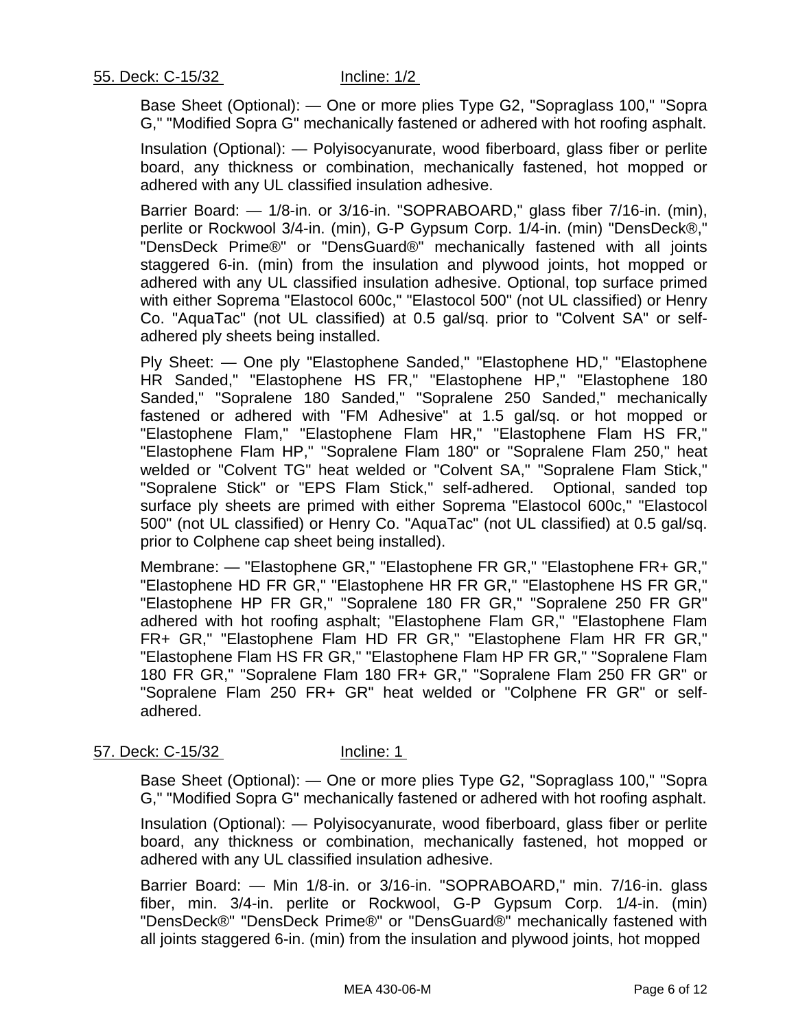55. Deck: C-15/32 Incline: 1/2

Base Sheet (Optional): — One or more plies Type G2, "Sopraglass 100," "Sopra G," "Modified Sopra G" mechanically fastened or adhered with hot roofing asphalt.

Insulation (Optional): — Polyisocyanurate, wood fiberboard, glass fiber or perlite board, any thickness or combination, mechanically fastened, hot mopped or adhered with any UL classified insulation adhesive.

Barrier Board: — 1/8-in. or 3/16-in. "SOPRABOARD," glass fiber 7/16-in. (min), perlite or Rockwool 3/4-in. (min), G-P Gypsum Corp. 1/4-in. (min) "DensDeck®," "DensDeck Prime®" or "DensGuard®" mechanically fastened with all joints staggered 6-in. (min) from the insulation and plywood joints, hot mopped or adhered with any UL classified insulation adhesive. Optional, top surface primed with either Soprema "Elastocol 600c," "Elastocol 500" (not UL classified) or Henry Co. "AquaTac" (not UL classified) at 0.5 gal/sq. prior to "Colvent SA" or self-adhered ply sheets being installed.

Ply Sheet: — One ply "Elastophene Sanded," "Elastophene HD," "Elastophene HR Sanded," "Elastophene HS FR," "Elastophene HP," "Elastophene 180 Sanded," "Sopralene 180 Sanded," "Sopralene 250 Sanded," mechanically fastened or adhered with "FM Adhesive" at 1.5 gal/sq. or hot mopped or "Elastophene Flam," "Elastophene Flam HR," "Elastophene Flam HS FR," "Elastophene Flam HP," "Sopralene Flam 180" or "Sopralene Flam 250," heat welded or "Colvent TG" heat welded or "Colvent SA," "Sopralene Flam Stick," "Sopralene Stick" or "EPS Flam Stick," self-adhered. Optional, sanded top surface ply sheets are primed with either Soprema "Elastocol 600c," "Elastocol 500" (not UL classified) or Henry Co. "AquaTac" (not UL classified) at 0.5 gal/sq. prior to Colphene cap sheet being installed).

Membrane: — "Elastophene GR," "Elastophene FR GR," "Elastophene FR+ GR," "Elastophene HD FR GR," "Elastophene HR FR GR," "Elastophene HS FR GR," "Elastophene HP FR GR," "Sopralene 180 FR GR," "Sopralene 250 FR GR" adhered with hot roofing asphalt; "Elastophene Flam GR," "Elastophene Flam FR+ GR," "Elastophene Flam HD FR GR," "Elastophene Flam HR FR GR," "Elastophene Flam HS FR GR," "Elastophene Flam HP FR GR," "Sopralene Flam 180 FR GR," "Sopralene Flam 180 FR+ GR," "Sopralene Flam 250 FR GR" or "Sopralene Flam 250 FR+ GR" heat welded or "Colphene FR GR" or self-adhered.

57. Deck: C-15/32 Incline: 1

Base Sheet (Optional): — One or more plies Type G2, "Sopraglass 100," "Sopra G," "Modified Sopra G" mechanically fastened or adhered with hot roofing asphalt.

Insulation (Optional): — Polyisocyanurate, wood fiberboard, glass fiber or perlite board, any thickness or combination, mechanically fastened, hot mopped or adhered with any UL classified insulation adhesive.

Barrier Board: — Min 1/8-in. or 3/16-in. "SOPRABOARD," min. 7/16-in. glass fiber, min. 3/4-in. perlite or Rockwool, G-P Gypsum Corp. 1/4-in. (min) "DensDeck®" "DensDeck Prime®" or "DensGuard®" mechanically fastened with all joints staggered 6-in. (min) from the insulation and plywood joints, hot mopped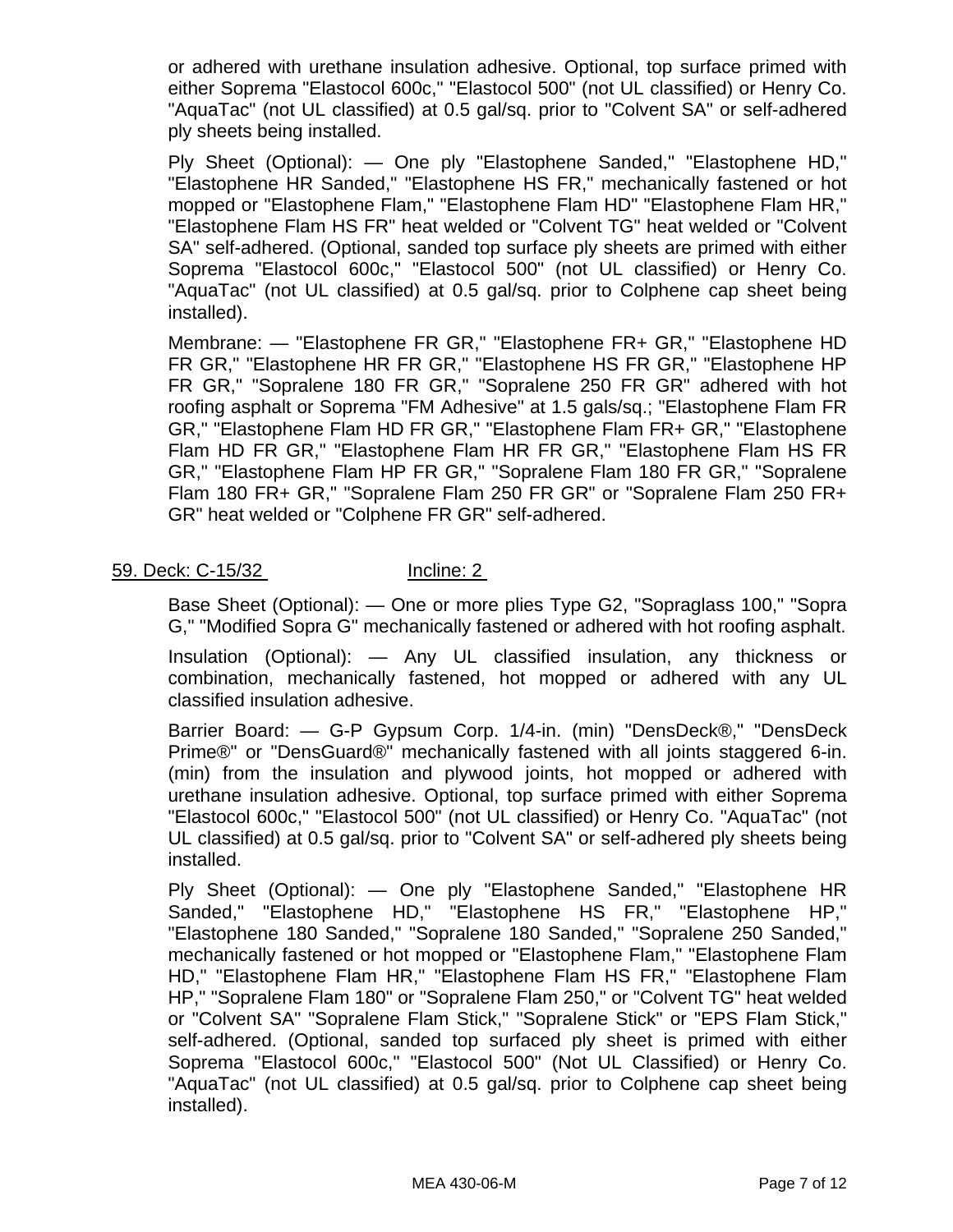or adhered with urethane insulation adhesive. Optional, top surface primed with either Soprema "Elastocol 600c," "Elastocol 500" (not UL classified) or Henry Co. "AquaTac" (not UL classified) at 0.5 gal/sq. prior to "Colvent SA" or self-adhered ply sheets being installed.

Ply Sheet (Optional): — One ply "Elastophene Sanded," "Elastophene HD," "Elastophene HR Sanded," "Elastophene HS FR," mechanically fastened or hot mopped or "Elastophene Flam," "Elastophene Flam HD" "Elastophene Flam HR," "Elastophene Flam HS FR" heat welded or "Colvent TG" heat welded or "Colvent SA" self-adhered. (Optional, sanded top surface ply sheets are primed with either Soprema "Elastocol 600c," "Elastocol 500" (not UL classified) or Henry Co. "AquaTac" (not UL classified) at 0.5 gal/sq. prior to Colphene cap sheet being installed).

Membrane: — "Elastophene FR GR," "Elastophene FR+ GR," "Elastophene HD FR GR," "Elastophene HR FR GR," "Elastophene HS FR GR," "Elastophene HP FR GR," "Sopralene 180 FR GR," "Sopralene 250 FR GR" adhered with hot roofing asphalt or Soprema "FM Adhesive" at 1.5 gals/sq.; "Elastophene Flam FR GR," "Elastophene Flam HD FR GR," "Elastophene Flam FR+ GR," "Elastophene Flam HD FR GR," "Elastophene Flam HR FR GR," "Elastophene Flam HS FR GR," "Elastophene Flam HP FR GR," "Sopralene Flam 180 FR GR," "Sopralene Flam 180 FR+ GR," "Sopralene Flam 250 FR GR" or "Sopralene Flam 250 FR+ GR" heat welded or "Colphene FR GR" self-adhered.

59. Deck: C-15/32 Incline: 2

Base Sheet (Optional): — One or more plies Type G2, "Sopraglass 100," "Sopra G," "Modified Sopra G" mechanically fastened or adhered with hot roofing asphalt.

Insulation (Optional): — Any UL classified insulation, any thickness or combination, mechanically fastened, hot mopped or adhered with any UL classified insulation adhesive.

Barrier Board: — G-P Gypsum Corp. 1/4-in. (min) "DensDeck®," "DensDeck Prime®" or "DensGuard®" mechanically fastened with all joints staggered 6-in. (min) from the insulation and plywood joints, hot mopped or adhered with urethane insulation adhesive. Optional, top surface primed with either Soprema "Elastocol 600c," "Elastocol 500" (not UL classified) or Henry Co. "AquaTac" (not UL classified) at 0.5 gal/sq. prior to "Colvent SA" or self-adhered ply sheets being installed.

Ply Sheet (Optional): — One ply "Elastophene Sanded," "Elastophene HR Sanded," "Elastophene HD," "Elastophene HS FR," "Elastophene HP," "Elastophene 180 Sanded," "Sopralene 180 Sanded," "Sopralene 250 Sanded," mechanically fastened or hot mopped or "Elastophene Flam," "Elastophene Flam HD," "Elastophene Flam HR," "Elastophene Flam HS FR," "Elastophene Flam HP," "Sopralene Flam 180" or "Sopralene Flam 250," or "Colvent TG" heat welded or "Colvent SA" "Sopralene Flam Stick," "Sopralene Stick" or "EPS Flam Stick," self-adhered. (Optional, sanded top surfaced ply sheet is primed with either Soprema "Elastocol 600c," "Elastocol 500" (Not UL Classified) or Henry Co. "AquaTac" (not UL classified) at 0.5 gal/sq. prior to Colphene cap sheet being installed).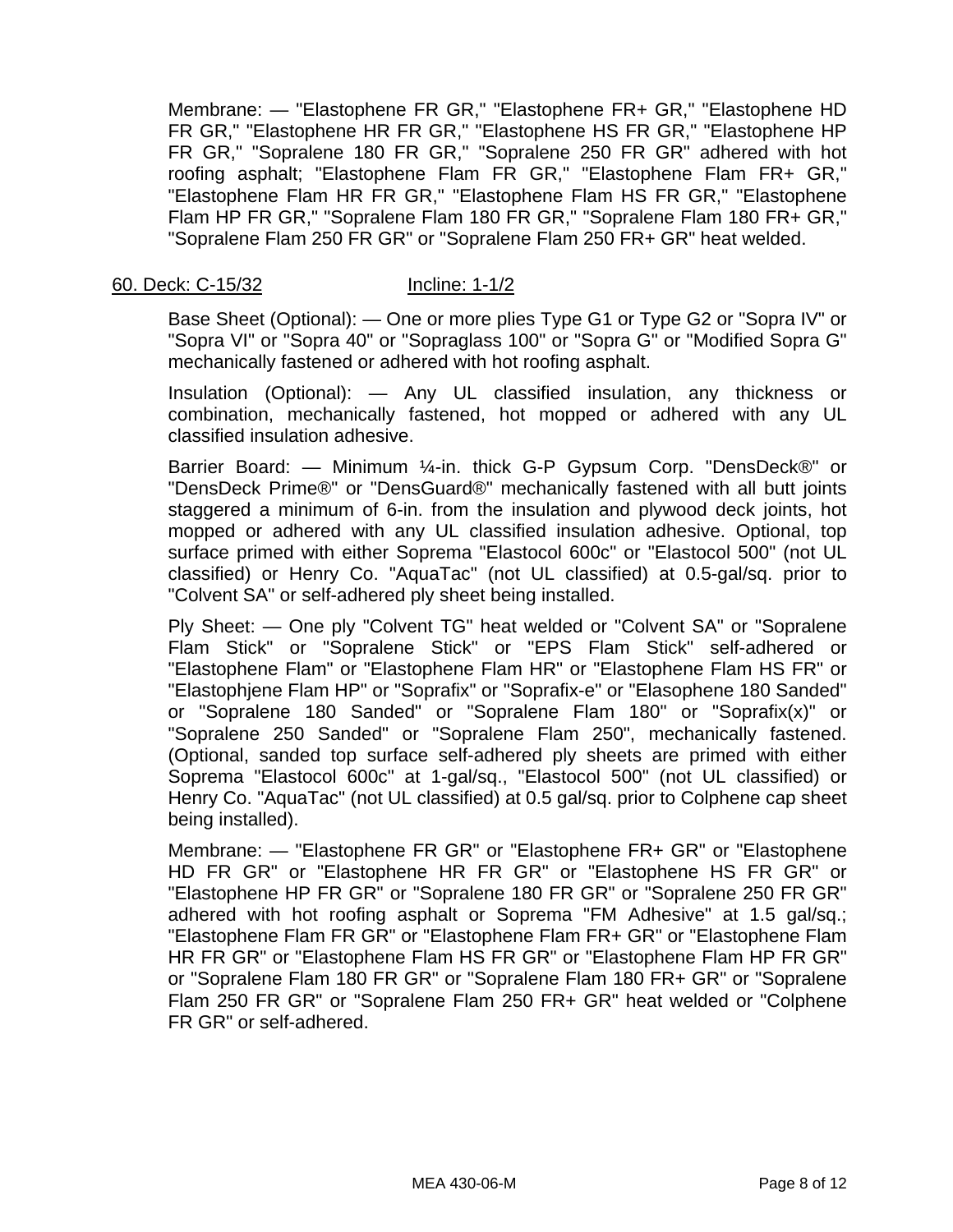Membrane: — "Elastophene FR GR," "Elastophene FR+ GR," "Elastophene HD FR GR," "Elastophene HR FR GR," "Elastophene HS FR GR," "Elastophene HP FR GR," "Sopralene 180 FR GR," "Sopralene 250 FR GR" adhered with hot roofing asphalt; "Elastophene Flam FR GR," "Elastophene Flam FR+ GR," "Elastophene Flam HR FR GR," "Elastophene Flam HS FR GR," "Elastophene Flam HP FR GR," "Sopralene Flam 180 FR GR," "Sopralene Flam 180 FR+ GR," "Sopralene Flam 250 FR GR" or "Sopralene Flam 250 FR+ GR" heat welded.

60. Deck: C-15/32 Incline: 1-1/2

Base Sheet (Optional): — One or more plies Type G1 or Type G2 or "Sopra IV" or "Sopra VI" or "Sopra 40" or "Sopraglass 100" or "Sopra G" or "Modified Sopra G" mechanically fastened or adhered with hot roofing asphalt.

Insulation (Optional): — Any UL classified insulation, any thickness or combination, mechanically fastened, hot mopped or adhered with any UL classified insulation adhesive.

Barrier Board: — Minimum ¼-in. thick G-P Gypsum Corp. "DensDeck®" or "DensDeck Prime®" or "DensGuard®" mechanically fastened with all butt joints staggered a minimum of 6-in. from the insulation and plywood deck joints, hot mopped or adhered with any UL classified insulation adhesive. Optional, top surface primed with either Soprema "Elastocol 600c" or "Elastocol 500" (not UL classified) or Henry Co. "AquaTac" (not UL classified) at 0.5-gal/sq. prior to "Colvent SA" or self-adhered ply sheet being installed.

Ply Sheet: — One ply "Colvent TG" heat welded or "Colvent SA" or "Sopralene Flam Stick" or "Sopralene Stick" or "EPS Flam Stick" self-adhered or "Elastophene Flam" or "Elastophene Flam HR" or "Elastophene Flam HS FR" or "Elastophjene Flam HP" or "Soprafix" or "Soprafix-e" or "Elasophene 180 Sanded" or "Sopralene 180 Sanded" or "Sopralene Flam 180" or "Soprafix(x)" or "Sopralene 250 Sanded" or "Sopralene Flam 250", mechanically fastened. (Optional, sanded top surface self-adhered ply sheets are primed with either Soprema "Elastocol 600c" at 1-gal/sq., "Elastocol 500" (not UL classified) or Henry Co. "AquaTac" (not UL classified) at 0.5 gal/sq. prior to Colphene cap sheet being installed).

Membrane: — "Elastophene FR GR" or "Elastophene FR+ GR" or "Elastophene HD FR GR" or "Elastophene HR FR GR" or "Elastophene HS FR GR" or "Elastophene HP FR GR" or "Sopralene 180 FR GR" or "Sopralene 250 FR GR" adhered with hot roofing asphalt or Soprema "FM Adhesive" at 1.5 gal/sq.; "Elastophene Flam FR GR" or "Elastophene Flam FR+ GR" or "Elastophene Flam HR FR GR" or "Elastophene Flam HS FR GR" or "Elastophene Flam HP FR GR" or "Sopralene Flam 180 FR GR" or "Sopralene Flam 180 FR+ GR" or "Sopralene Flam 250 FR GR" or "Sopralene Flam 250 FR+ GR" heat welded or "Colphene FR GR" or self-adhered.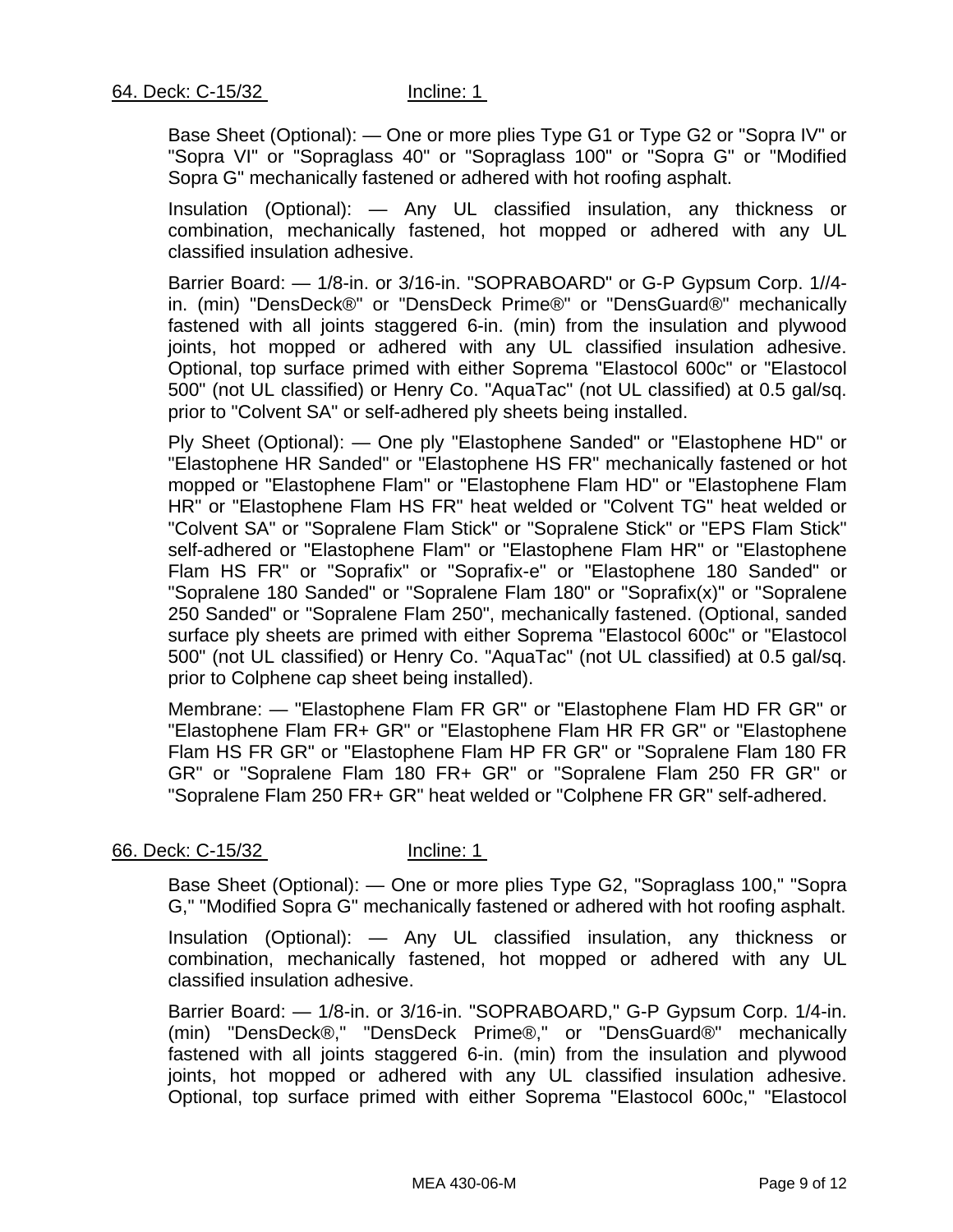64. Deck: C-15/32 Incline: 1

Base Sheet (Optional): — One or more plies Type G1 or Type G2 or "Sopra IV" or "Sopra VI" or "Sopraglass 40" or "Sopraglass 100" or "Sopra G" or "Modified Sopra G" mechanically fastened or adhered with hot roofing asphalt.

Insulation (Optional): — Any UL classified insulation, any thickness or combination, mechanically fastened, hot mopped or adhered with any UL classified insulation adhesive.

Barrier Board: — 1/8-in. or 3/16-in. "SOPRABOARD" or G-P Gypsum Corp. 1//4-in. (min) "DensDeck®" or "DensDeck Prime®" or "DensGuard®" mechanically fastened with all joints staggered 6-in. (min) from the insulation and plywood joints, hot mopped or adhered with any UL classified insulation adhesive. Optional, top surface primed with either Soprema "Elastocol 600c" or "Elastocol 500" (not UL classified) or Henry Co. "AquaTac" (not UL classified) at 0.5 gal/sq. prior to "Colvent SA" or self-adhered ply sheets being installed.

Ply Sheet (Optional): — One ply "Elastophene Sanded" or "Elastophene HD" or "Elastophene HR Sanded" or "Elastophene HS FR" mechanically fastened or hot mopped or "Elastophene Flam" or "Elastophene Flam HD" or "Elastophene Flam HR" or "Elastophene Flam HS FR" heat welded or "Colvent TG" heat welded or "Colvent SA" or "Sopralene Flam Stick" or "Sopralene Stick" or "EPS Flam Stick" self-adhered or "Elastophene Flam" or "Elastophene Flam HR" or "Elastophene Flam HS FR" or "Soprafix" or "Soprafix-e" or "Elastophene 180 Sanded" or "Sopralene 180 Sanded" or "Sopralene Flam 180" or "Soprafix(x)" or "Sopralene 250 Sanded" or "Sopralene Flam 250", mechanically fastened. (Optional, sanded surface ply sheets are primed with either Soprema "Elastocol 600c" or "Elastocol 500" (not UL classified) or Henry Co. "AquaTac" (not UL classified) at 0.5 gal/sq. prior to Colphene cap sheet being installed).

Membrane: — "Elastophene Flam FR GR" or "Elastophene Flam HD FR GR" or "Elastophene Flam FR+ GR" or "Elastophene Flam HR FR GR" or "Elastophene Flam HS FR GR" or "Elastophene Flam HP FR GR" or "Sopralene Flam 180 FR GR" or "Sopralene Flam 180 FR+ GR" or "Sopralene Flam 250 FR GR" or "Sopralene Flam 250 FR+ GR" heat welded or "Colphene FR GR" self-adhered.

66. Deck: C-15/32 Incline: 1

Base Sheet (Optional): — One or more plies Type G2, "Sopraglass 100," "Sopra G," "Modified Sopra G" mechanically fastened or adhered with hot roofing asphalt.

Insulation (Optional): — Any UL classified insulation, any thickness or combination, mechanically fastened, hot mopped or adhered with any UL classified insulation adhesive.

Barrier Board: — 1/8-in. or 3/16-in. "SOPRABOARD," G-P Gypsum Corp. 1/4-in. (min) "DensDeck®," "DensDeck Prime®," or "DensGuard®" mechanically fastened with all joints staggered 6-in. (min) from the insulation and plywood joints, hot mopped or adhered with any UL classified insulation adhesive. Optional, top surface primed with either Soprema "Elastocol 600c," "Elastocol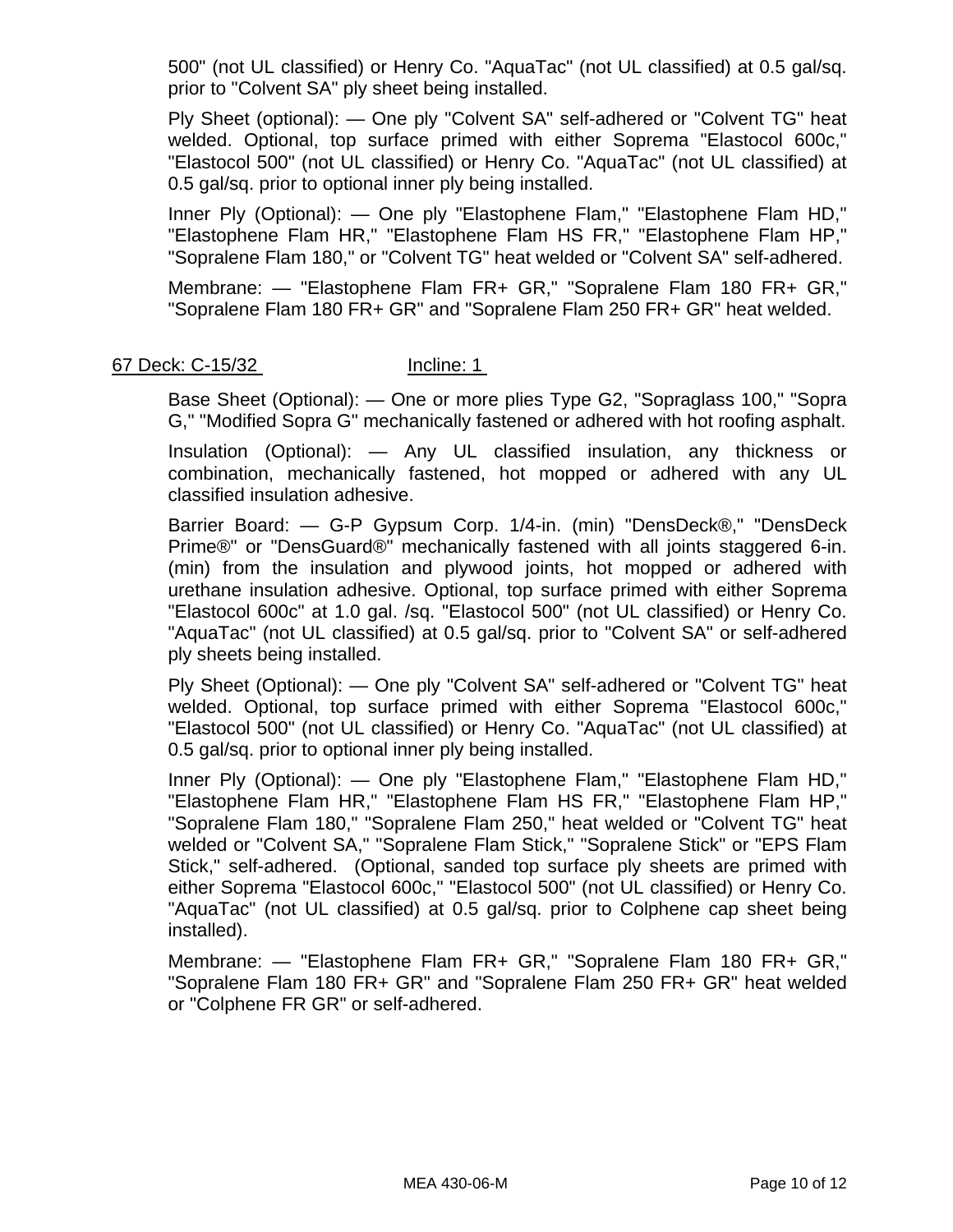500" (not UL classified) or Henry Co. "AquaTac" (not UL classified) at 0.5 gal/sq. prior to "Colvent SA" ply sheet being installed.

Ply Sheet (optional): — One ply "Colvent SA" self-adhered or "Colvent TG" heat welded. Optional, top surface primed with either Soprema "Elastocol 600c," "Elastocol 500" (not UL classified) or Henry Co. "AquaTac" (not UL classified) at 0.5 gal/sq. prior to optional inner ply being installed.

Inner Ply (Optional): — One ply "Elastophene Flam," "Elastophene Flam HD," "Elastophene Flam HR," "Elastophene Flam HS FR," "Elastophene Flam HP," "Sopralene Flam 180," or "Colvent TG" heat welded or "Colvent SA" self-adhered.

Membrane: — "Elastophene Flam FR+ GR," "Sopralene Flam 180 FR+ GR," "Sopralene Flam 180 FR+ GR" and "Sopralene Flam 250 FR+ GR" heat welded.

67 Deck: C-15/32 Incline: 1

Base Sheet (Optional): — One or more plies Type G2, "Sopraglass 100," "Sopra G," "Modified Sopra G" mechanically fastened or adhered with hot roofing asphalt.

Insulation (Optional): — Any UL classified insulation, any thickness or combination, mechanically fastened, hot mopped or adhered with any UL classified insulation adhesive.

Barrier Board: — G-P Gypsum Corp. 1/4-in. (min) "DensDeck®," "DensDeck Prime®" or "DensGuard®" mechanically fastened with all joints staggered 6-in. (min) from the insulation and plywood joints, hot mopped or adhered with urethane insulation adhesive. Optional, top surface primed with either Soprema "Elastocol 600c" at 1.0 gal. /sq. "Elastocol 500" (not UL classified) or Henry Co. "AquaTac" (not UL classified) at 0.5 gal/sq. prior to "Colvent SA" or self-adhered ply sheets being installed.

Ply Sheet (Optional): — One ply "Colvent SA" self-adhered or "Colvent TG" heat welded. Optional, top surface primed with either Soprema "Elastocol 600c," "Elastocol 500" (not UL classified) or Henry Co. "AquaTac" (not UL classified) at 0.5 gal/sq. prior to optional inner ply being installed.

Inner Ply (Optional): — One ply "Elastophene Flam," "Elastophene Flam HD," "Elastophene Flam HR," "Elastophene Flam HS FR," "Elastophene Flam HP," "Sopralene Flam 180," "Sopralene Flam 250," heat welded or "Colvent TG" heat welded or "Colvent SA," "Sopralene Flam Stick," "Sopralene Stick" or "EPS Flam Stick," self-adhered. (Optional, sanded top surface ply sheets are primed with either Soprema "Elastocol 600c," "Elastocol 500" (not UL classified) or Henry Co. "AquaTac" (not UL classified) at 0.5 gal/sq. prior to Colphene cap sheet being installed).

Membrane: — "Elastophene Flam FR+ GR," "Sopralene Flam 180 FR+ GR," "Sopralene Flam 180 FR+ GR" and "Sopralene Flam 250 FR+ GR" heat welded or "Colphene FR GR" or self-adhered.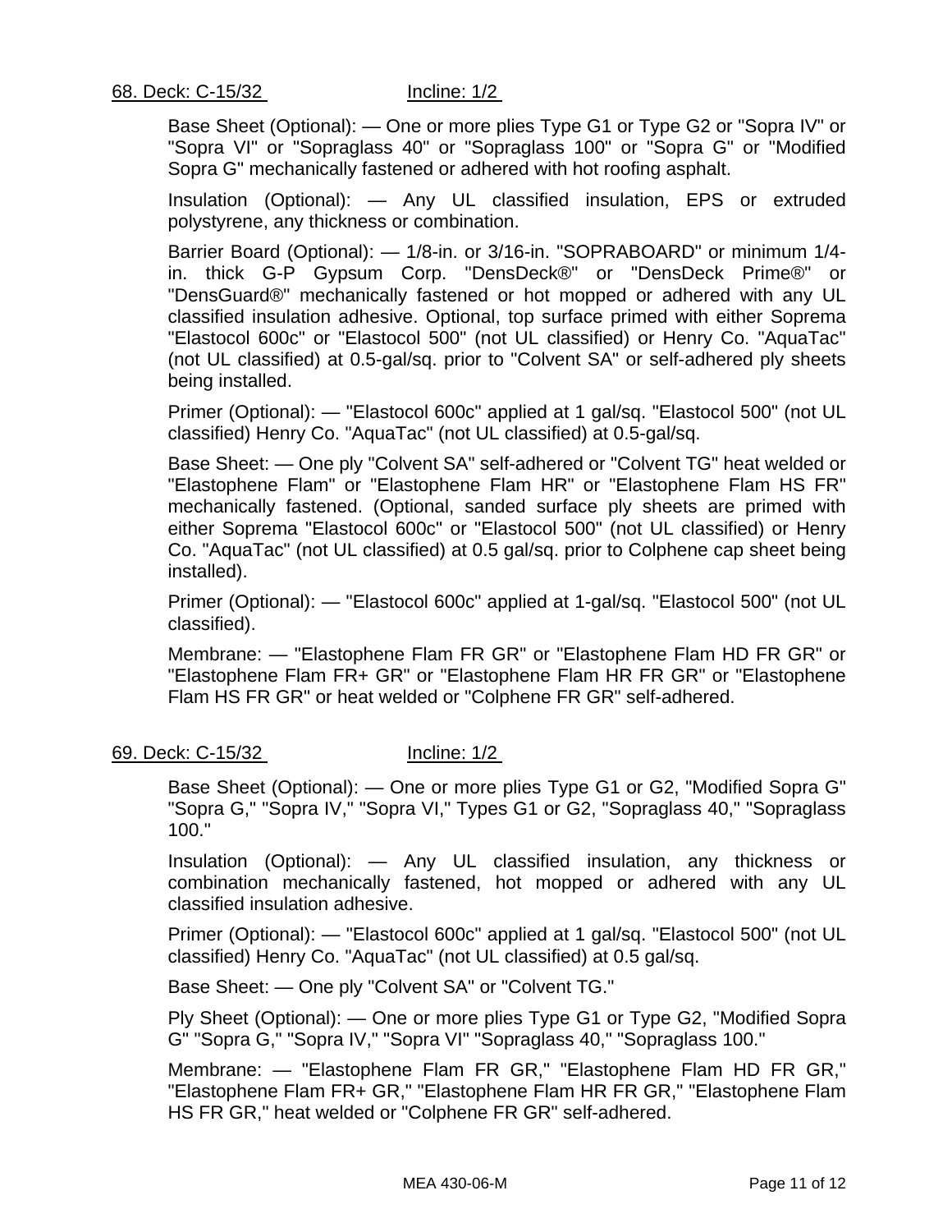68. Deck: C-15/32 Incline: 1/2

Base Sheet (Optional): — One or more plies Type G1 or Type G2 or "Sopra IV" or "Sopra VI" or "Sopraglass 40" or "Sopraglass 100" or "Sopra G" or "Modified Sopra G" mechanically fastened or adhered with hot roofing asphalt.

Insulation (Optional): — Any UL classified insulation, EPS or extruded polystyrene, any thickness or combination.

Barrier Board (Optional): — 1/8-in. or 3/16-in. "SOPRABOARD" or minimum 1/4-in. thick G-P Gypsum Corp. "DensDeck®" or "DensDeck Prime®" or "DensGuard®" mechanically fastened or hot mopped or adhered with any UL classified insulation adhesive. Optional, top surface primed with either Soprema "Elastocol 600c" or "Elastocol 500" (not UL classified) or Henry Co. "AquaTac" (not UL classified) at 0.5-gal/sq. prior to "Colvent SA" or self-adhered ply sheets being installed.

Primer (Optional): — "Elastocol 600c" applied at 1 gal/sq. "Elastocol 500" (not UL classified) Henry Co. "AquaTac" (not UL classified) at 0.5-gal/sq.

Base Sheet: — One ply "Colvent SA" self-adhered or "Colvent TG" heat welded or "Elastophene Flam" or "Elastophene Flam HR" or "Elastophene Flam HS FR" mechanically fastened. (Optional, sanded surface ply sheets are primed with either Soprema "Elastocol 600c" or "Elastocol 500" (not UL classified) or Henry Co. "AquaTac" (not UL classified) at 0.5 gal/sq. prior to Colphene cap sheet being installed).

Primer (Optional): — "Elastocol 600c" applied at 1-gal/sq. "Elastocol 500" (not UL classified).

Membrane: — "Elastophene Flam FR GR" or "Elastophene Flam HD FR GR" or "Elastophene Flam FR+ GR" or "Elastophene Flam HR FR GR" or "Elastophene Flam HS FR GR" or heat welded or "Colphene FR GR" self-adhered.

69. Deck: C-15/32 Incline: 1/2

Base Sheet (Optional): — One or more plies Type G1 or G2, "Modified Sopra G" "Sopra G," "Sopra IV," "Sopra VI," Types G1 or G2, "Sopraglass 40," "Sopraglass 100."

Insulation (Optional): — Any UL classified insulation, any thickness or combination mechanically fastened, hot mopped or adhered with any UL classified insulation adhesive.

Primer (Optional): — "Elastocol 600c" applied at 1 gal/sq. "Elastocol 500" (not UL classified) Henry Co. "AquaTac" (not UL classified) at 0.5 gal/sq.

Base Sheet: — One ply "Colvent SA" or "Colvent TG."

Ply Sheet (Optional): — One or more plies Type G1 or Type G2, "Modified Sopra G" "Sopra G," "Sopra IV," "Sopra VI" "Sopraglass 40," "Sopraglass 100."

Membrane: — "Elastophene Flam FR GR," "Elastophene Flam HD FR GR," "Elastophene Flam FR+ GR," "Elastophene Flam HR FR GR," "Elastophene Flam HS FR GR," heat welded or "Colphene FR GR" self-adhered.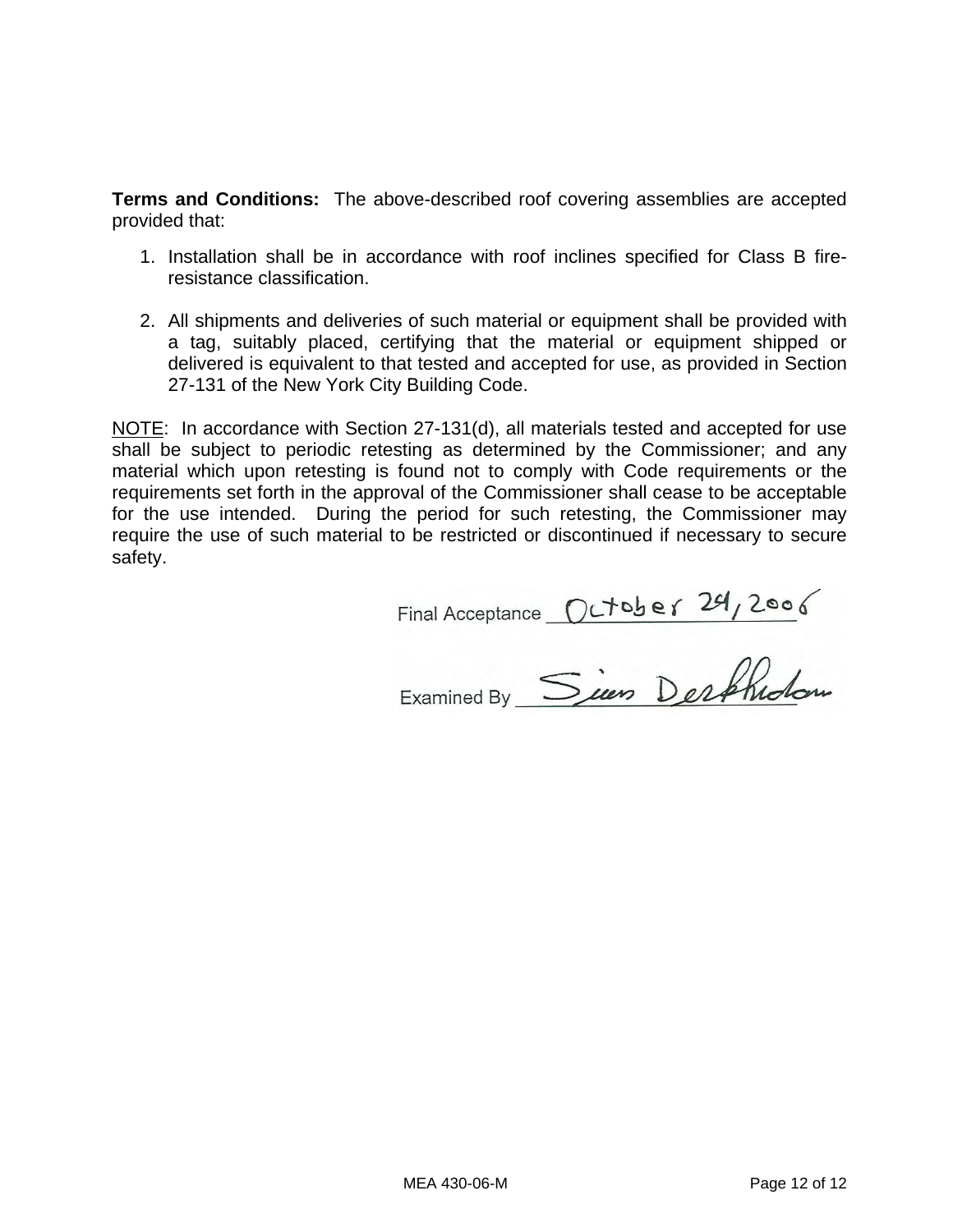**Terms and Conditions:** The above-described roof covering assemblies are accepted provided that:

1. Installation shall be in accordance with roof inclines specified for Class B fire-resistance classification.

2. All shipments and deliveries of such material or equipment shall be provided with a tag, suitably placed, certifying that the material or equipment shipped or delivered is equivalent to that tested and accepted for use, as provided in Section 27-131 of the New York City Building Code.

NOTE: In accordance with Section 27-131(d), all materials tested and accepted for use shall be subject to periodic retesting as determined by the Commissioner; and any material which upon retesting is found not to comply with Code requirements or the requirements set forth in the approval of the Commissioner shall cease to be acceptable for the use intended. During the period for such retesting, the Commissioner may require the use of such material to be restricted or discontinued if necessary to secure safety.

Final Acceptance October 24, 2006

Examined By Siens Derphodom

MEA 430-06-M